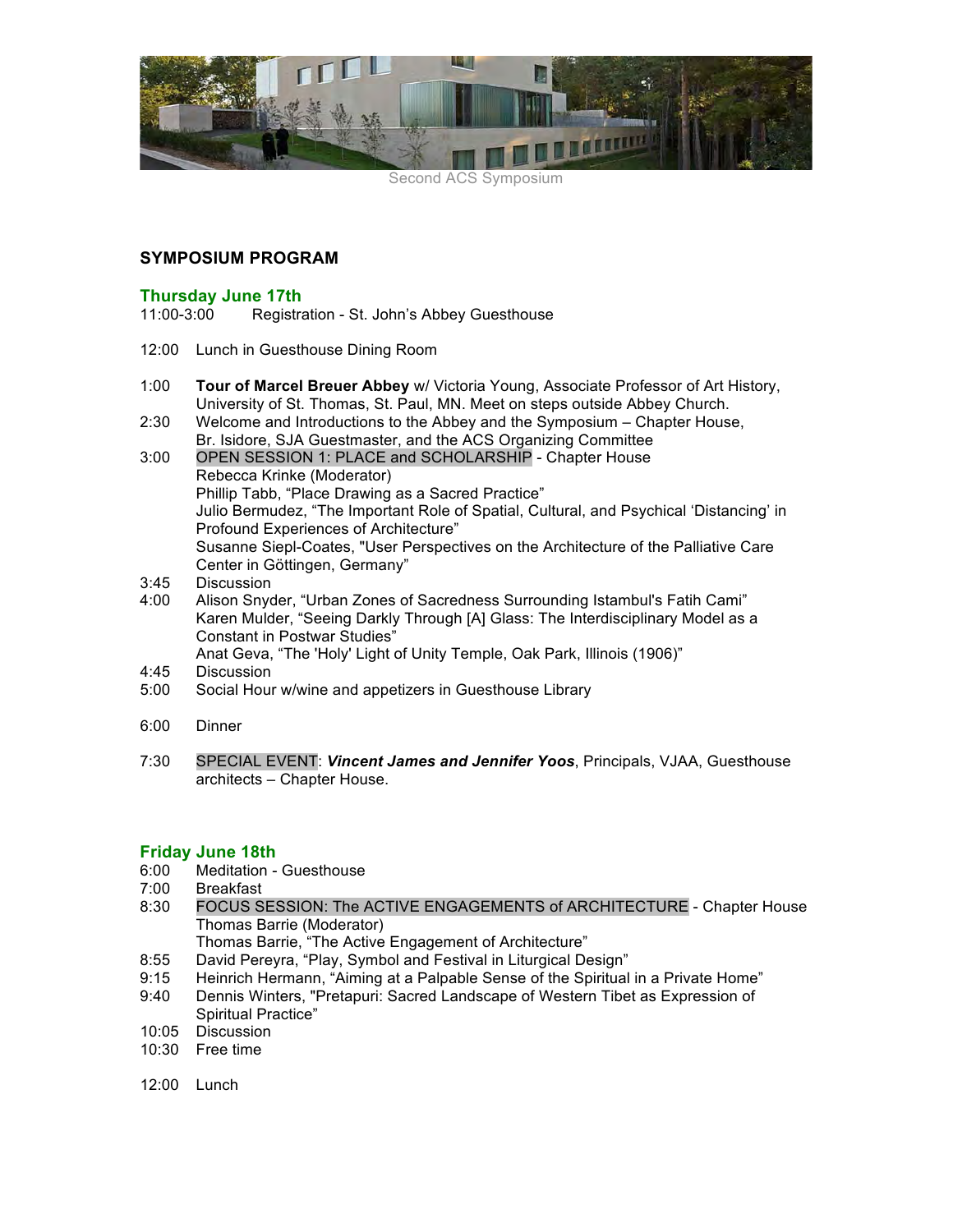Second ACS Symposium

## SYMPOSIUM PROGRAM

### Thursday June 17th

11:00-3:00 Registration - St. John's Abbey Guesthouse

12:00 Lunch in Guesthouse Dining Room

1:00 **Tour of Marcel Breuer Abbey** w/ Victoria Young, Associate Professor of Art History, University of St. Thomas, St. Paul, MN. Meet on steps outside Abbey Church.

2:30 Welcome and Introductions to the Abbey and the Symposium – Chapter House, Br. Isidore, SJA Guestmaster, and the ACS Organizing Committee

3:00 OPEN SESSION 1: PLACE and SCHOLARSHIP - Chapter House
Rebecca Krinke (Moderator)
Phillip Tabb, "Place Drawing as a Sacred Practice"
Julio Bermudez, "The Important Role of Spatial, Cultural, and Psychical 'Distancing' in Profound Experiences of Architecture"
Susanne Siepl-Coates, "User Perspectives on the Architecture of the Palliative Care Center in Göttingen, Germany"

3:45 Discussion

4:00 Alison Snyder, "Urban Zones of Sacredness Surrounding Istambul's Fatih Cami"
Karen Mulder, "Seeing Darkly Through [A] Glass: The Interdisciplinary Model as a Constant in Postwar Studies"
Anat Geva, "The 'Holy' Light of Unity Temple, Oak Park, Illinois (1906)"

4:45 Discussion

5:00 Social Hour w/wine and appetizers in Guesthouse Library

6:00 Dinner

7:30 SPECIAL EVENT: ***Vincent James and Jennifer Yoos***, Principals, VJAA, Guesthouse architects – Chapter House.

### Friday June 18th

6:00 Meditation - Guesthouse

7:00 Breakfast

8:30 FOCUS SESSION: The ACTIVE ENGAGEMENTS of ARCHITECTURE - Chapter House
Thomas Barrie (Moderator)
Thomas Barrie, "The Active Engagement of Architecture"

8:55 David Pereyra, "Play, Symbol and Festival in Liturgical Design"

9:15 Heinrich Hermann, "Aiming at a Palpable Sense of the Spiritual in a Private Home"

9:40 Dennis Winters, "Pretapuri: Sacred Landscape of Western Tibet as Expression of Spiritual Practice"

10:05 Discussion

10:30 Free time

12:00 Lunch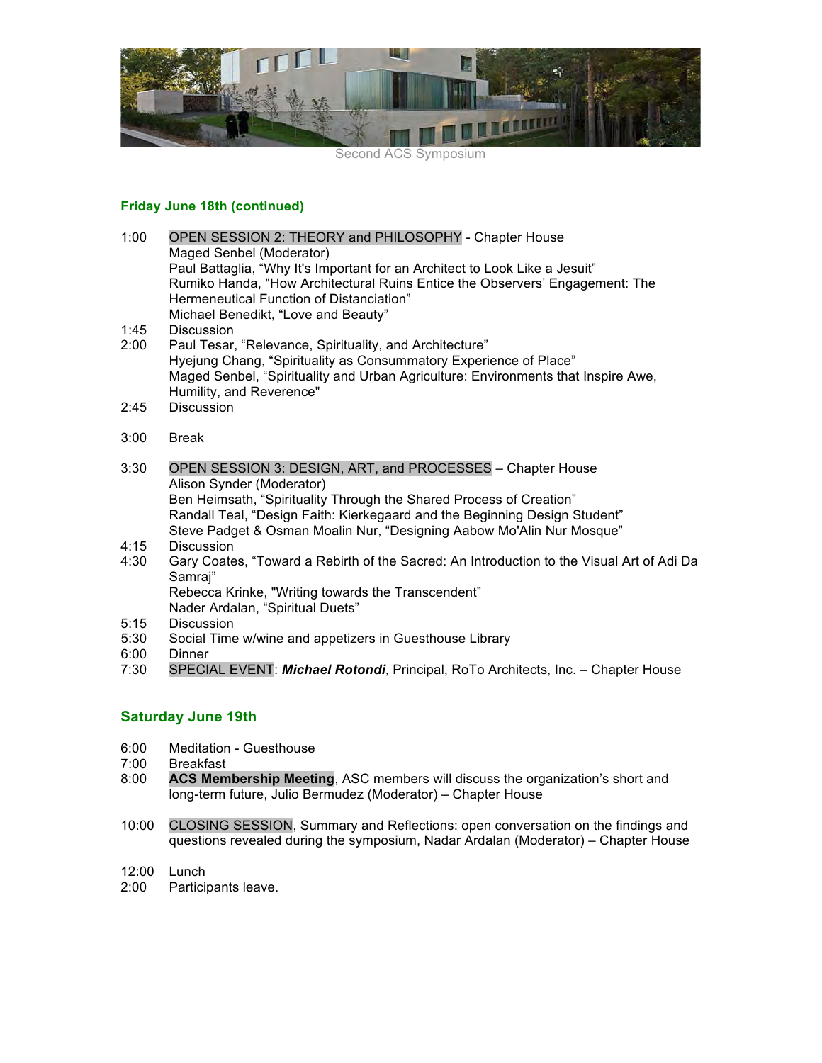Second ACS Symposium

### Friday June 18th (continued)

1:00 OPEN SESSION 2: THEORY and PHILOSOPHY - Chapter House
Maged Senbel (Moderator)
Paul Battaglia, “Why It's Important for an Architect to Look Like a Jesuit”
Rumiko Handa, "How Architectural Ruins Entice the Observers’ Engagement: The Hermeneutical Function of Distanciation”
Michael Benedikt, “Love and Beauty”

1:45 Discussion

2:00 Paul Tesar, “Relevance, Spirituality, and Architecture”
Hyejung Chang, “Spirituality as Consummatory Experience of Place”
Maged Senbel, “Spirituality and Urban Agriculture: Environments that Inspire Awe, Humility, and Reverence"

2:45 Discussion

3:00 Break

3:30 OPEN SESSION 3: DESIGN, ART, and PROCESSES – Chapter House
Alison Synder (Moderator)
Ben Heimsath, “Spirituality Through the Shared Process of Creation”
Randall Teal, “Design Faith: Kierkegaard and the Beginning Design Student”
Steve Padget & Osman Moalin Nur, “Designing Aabow Mo'Alin Nur Mosque”

4:15 Discussion

4:30 Gary Coates, “Toward a Rebirth of the Sacred: An Introduction to the Visual Art of Adi Da Samraj”
Rebecca Krinke, "Writing towards the Transcendent”
Nader Ardalan, “Spiritual Duets”

5:15 Discussion

5:30 Social Time w/wine and appetizers in Guesthouse Library

6:00 Dinner

7:30 SPECIAL EVENT: ***Michael Rotondi***, Principal, RoTo Architects, Inc. – Chapter House

### Saturday June 19th

6:00 Meditation - Guesthouse

7:00 Breakfast

8:00 **ACS Membership Meeting**, ASC members will discuss the organization’s short and long-term future, Julio Bermudez (Moderator) – Chapter House

10:00 CLOSING SESSION, Summary and Reflections: open conversation on the findings and questions revealed during the symposium, Nadar Ardalan (Moderator) – Chapter House

12:00 Lunch

2:00 Participants leave.